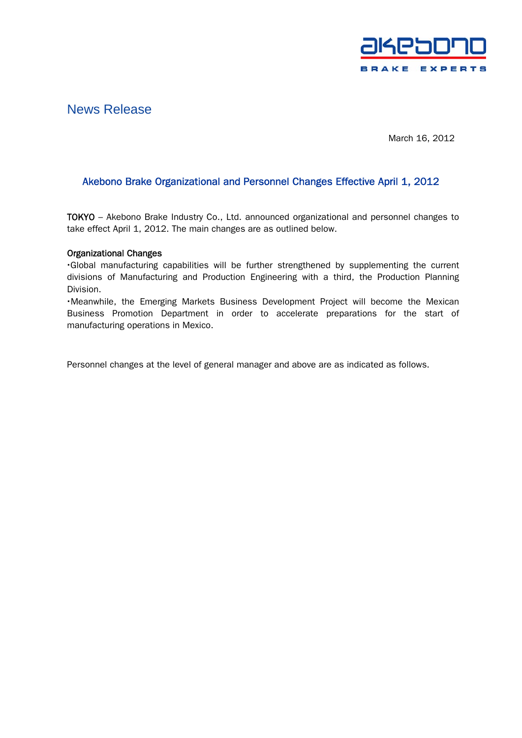## News Release

March 16, 2012

### Akebono Brake Organizational and Personnel Changes Effective April 1, 2012

**TOKYO** – Akebono Brake Industry Co., Ltd. announced organizational and personnel changes to take effect April 1, 2012. The main changes are as outlined below.

**Organizational Changes**

・Global manufacturing capabilities will be further strengthened by supplementing the current divisions of Manufacturing and Production Engineering with a third, the Production Planning Division.

・Meanwhile, the Emerging Markets Business Development Project will become the Mexican Business Promotion Department in order to accelerate preparations for the start of manufacturing operations in Mexico.

Personnel changes at the level of general manager and above are as indicated as follows.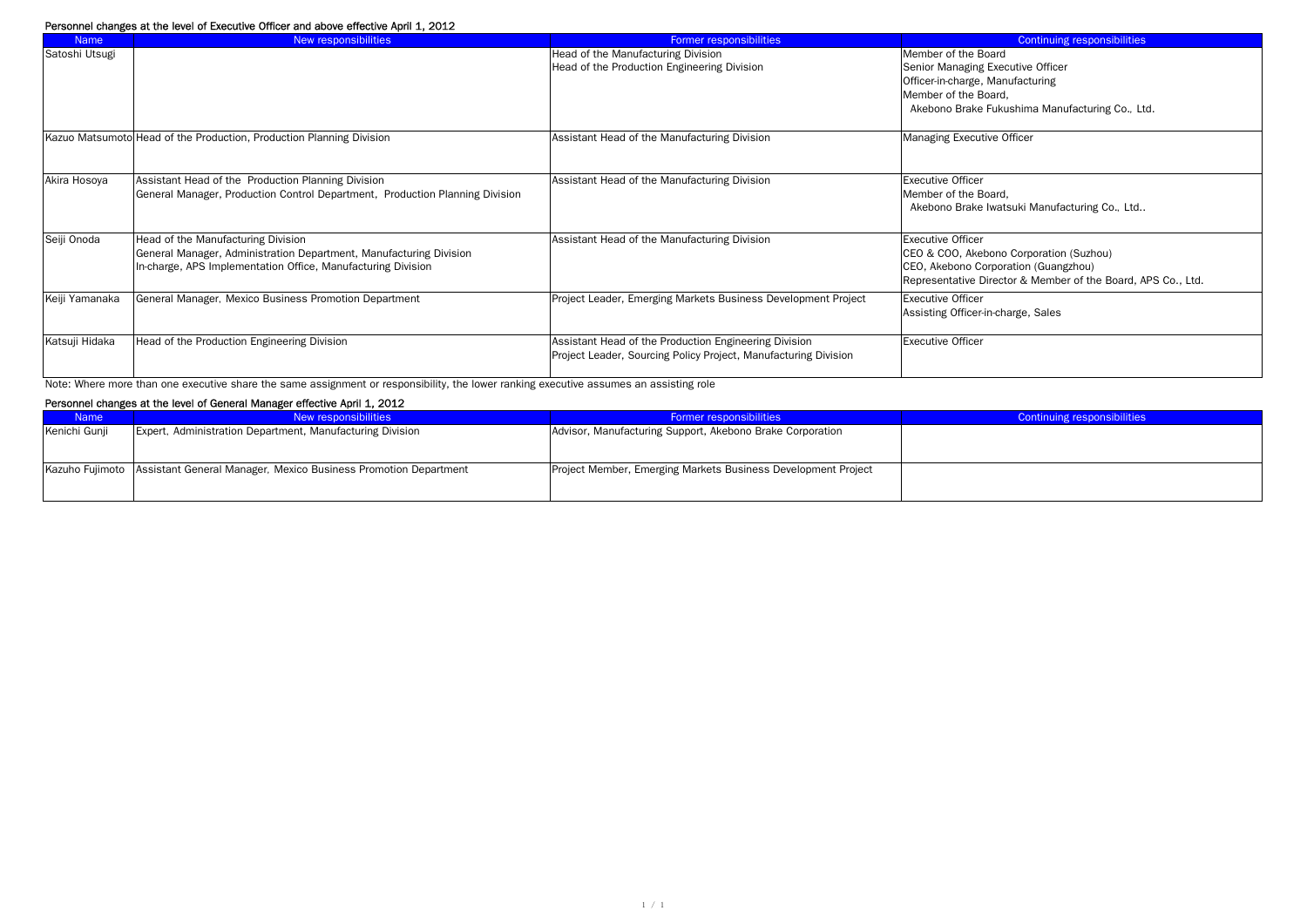## Personnel changes at the level of Executive Officer and above effective April 1, 2012

| Name | New responsibilities | Former responsibilities | Continuing responsibilities |
|---|---|---|---|
| Satoshi Utsugi | | Head of the Manufacturing Division<br>Head of the Production Engineering Division | Member of the Board<br>Senior Managing Executive Officer<br>Officer-in-charge, Manufacturing<br>Member of the Board,<br>Akebono Brake Fukushima Manufacturing Co., Ltd. |
| Kazuo Matsumoto | Head of the Production, Production Planning Division | Assistant Head of the Manufacturing Division | Managing Executive Officer |
| Akira Hosoya | Assistant Head of the Production Planning Division<br>General Manager, Production Control Department, Production Planning Division | Assistant Head of the Manufacturing Division | Executive Officer<br>Member of the Board,<br>Akebono Brake Iwatsuki Manufacturing Co., Ltd.. |
| Seiji Onoda | Head of the Manufacturing Division<br>General Manager, Administration Department, Manufacturing Division<br>In-charge, APS Implementation Office, Manufacturing Division | Assistant Head of the Manufacturing Division | Executive Officer<br>CEO & COO, Akebono Corporation (Suzhou)<br>CEO, Akebono Corporation (Guangzhou)<br>Representative Director & Member of the Board, APS Co., Ltd. |
| Keiji Yamanaka | General Manager, Mexico Business Promotion Department | Project Leader, Emerging Markets Business Development Project | Executive Officer<br>Assisting Officer-in-charge, Sales |
| Katsuji Hidaka | Head of the Production Engineering Division | Assistant Head of the Production Engineering Division<br>Project Leader, Sourcing Policy Project, Manufacturing Division | Executive Officer |

Note: Where more than one executive share the same assignment or responsibility, the lower ranking executive assumes an assisting role

## Personnel changes at the level of General Manager effective April 1, 2012

| Name | New responsibilities | Former responsibilities | Continuing responsibilities |
|---|---|---|---|
| Kenichi Gunji | Expert, Administration Department, Manufacturing Division | Advisor, Manufacturing Support, Akebono Brake Corporation | |
| Kazuho Fujimoto | Assistant General Manager, Mexico Business Promotion Department | Project Member, Emerging Markets Business Development Project | |